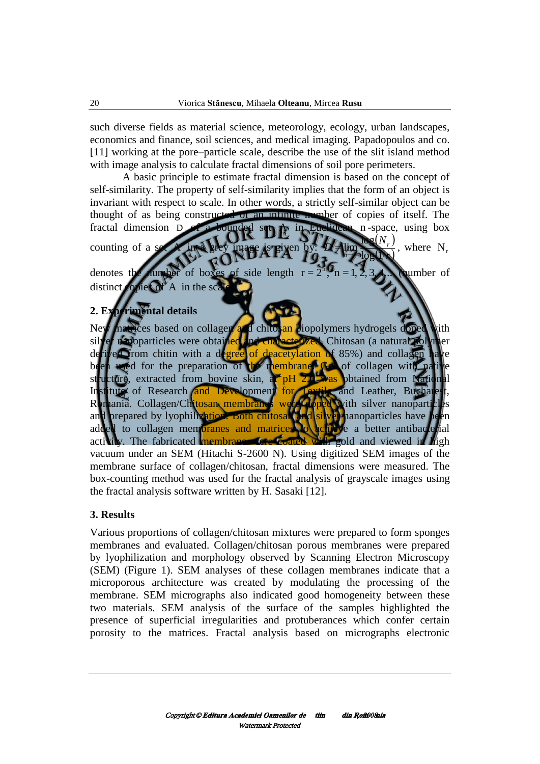such diverse fields as material science, meteorology, ecology, urban landscapes, economics and finance, soil sciences, and medical imaging. Papadopoulos and co. [11] working at the pore–particle scale, describe the use of the slit island method with image analysis to calculate fractal dimensions of soil pore perimeters.

A basic principle to estimate fractal dimension is based on the concept of self-similarity. The property of self-similarity implies that the form of an object is invariant with respect to scale. In other words, a strictly self-similar object can be thought of as being constructed of an infinite number of copies of itself. The fractal dimension $D$ of a bounded set $A$ in Euclidean $n$-space, using box counting of a set $A$ in a grey image is given by: $D = \lim_{r \to 0} \frac{\log(N_r)}{\log(1/r)}$, where $N_r$ denotes the number of boxes of side length $r = 2^n$, $n = 1, 2, 3, 4...$ (number of distinct copies of $A$ in the scale).

## 2. Experimental details

New matrices based on collagen and chitosan biopolymers hydrogels doped with silver nanoparticles were obtained and characterized. Chitosan (a natural polymer derived from chitin with a degree of deacetylation of 85%) and collagen have been used for the preparation of the membrane. Gel of collagen with native structure, extracted from bovine skin, at pH 2.7 was obtained from National Institute of Research and Development for Textile and Leather, Bucharest, Romania. Collagen/Chitosan membranes were doped with silver nanoparticles and prepared by lyophilization. Both chitosan and silver nanoparticles have been added to collagen membranes and matrices to achieve a better antibacterial activity. The fabricated membranes were coated with gold and viewed in high vacuum under an SEM (Hitachi S-2600 N). Using digitized SEM images of the membrane surface of collagen/chitosan, fractal dimensions were measured. The box-counting method was used for the fractal analysis of grayscale images using the fractal analysis software written by H. Sasaki [12].

## 3. Results

Various proportions of collagen/chitosan mixtures were prepared to form sponges membranes and evaluated. Collagen/chitosan porous membranes were prepared by lyophilization and morphology observed by Scanning Electron Microscopy (SEM) (Figure 1). SEM analyses of these collagen membranes indicate that a microporous architecture was created by modulating the processing of the membrane. SEM micrographs also indicated good homogeneity between these two materials. SEM analysis of the surface of the samples highlighted the presence of superficial irregularities and protuberances which confer certain porosity to the matrices. Fractal analysis based on micrographs electronic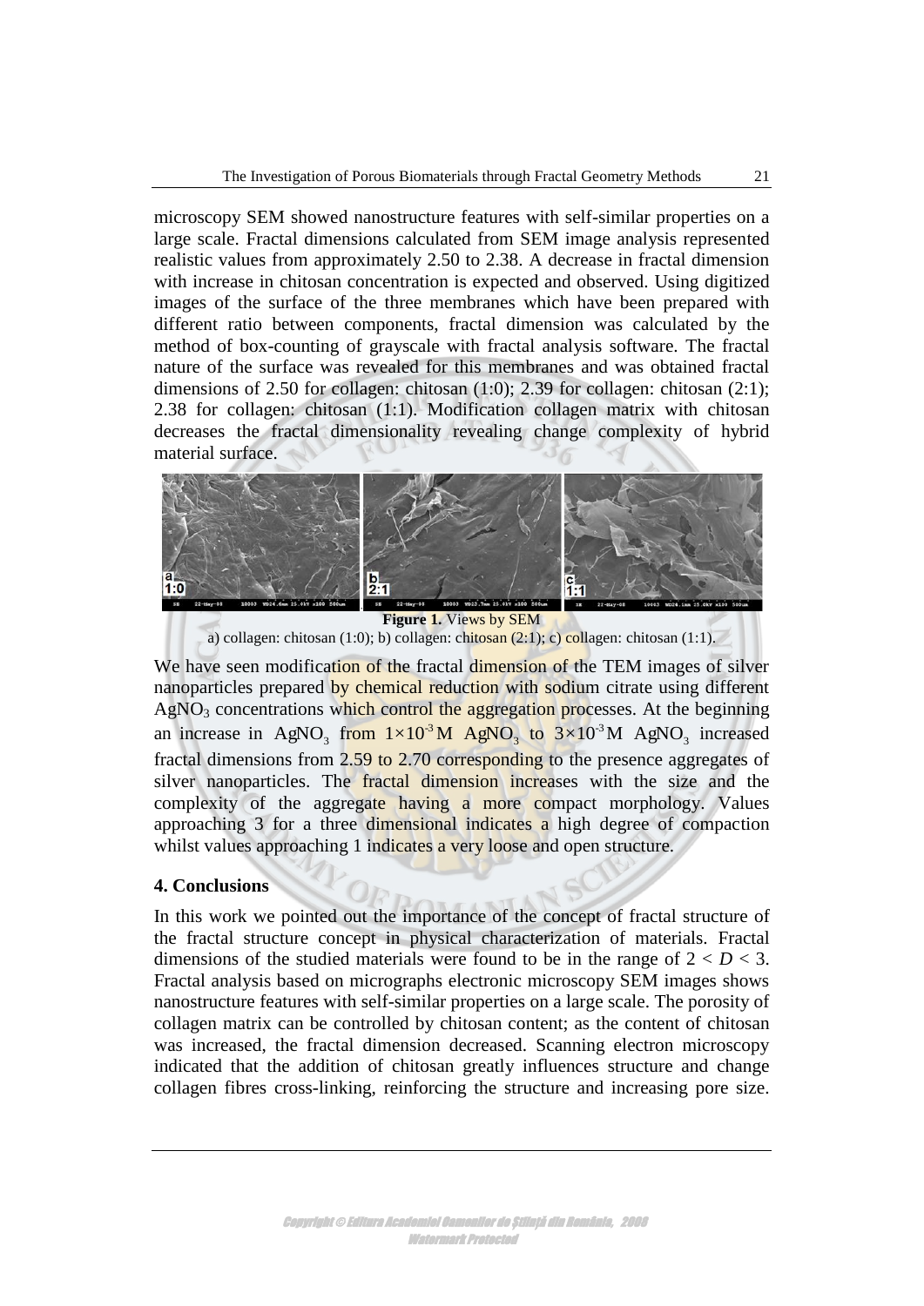microscopy SEM showed nanostructure features with self-similar properties on a large scale. Fractal dimensions calculated from SEM image analysis represented realistic values from approximately 2.50 to 2.38. A decrease in fractal dimension with increase in chitosan concentration is expected and observed. Using digitized images of the surface of the three membranes which have been prepared with different ratio between components, fractal dimension was calculated by the method of box-counting of grayscale with fractal analysis software. The fractal nature of the surface was revealed for this membranes and was obtained fractal dimensions of 2.50 for collagen: chitosan (1:0); 2.39 for collagen: chitosan (2:1); 2.38 for collagen: chitosan (1:1). Modification collagen matrix with chitosan decreases the fractal dimensionality revealing change complexity of hybrid material surface.

**Figure 1.** Views by SEM
a) collagen: chitosan (1:0); b) collagen: chitosan (2:1); c) collagen: chitosan (1:1).

We have seen modification of the fractal dimension of the TEM images of silver nanoparticles prepared by chemical reduction with sodium citrate using different $AgNO_3$ concentrations which control the aggregation processes. At the beginning an increase in $AgNO_3$ from $1\times10^{-3}$M $AgNO_3$ to $3\times10^{-3}$M $AgNO_3$ increased fractal dimensions from 2.59 to 2.70 corresponding to the presence aggregates of silver nanoparticles. The fractal dimension increases with the size and the complexity of the aggregate having a more compact morphology. Values approaching 3 for a three dimensional indicates a high degree of compaction whilst values approaching 1 indicates a very loose and open structure.

## 4. Conclusions

In this work we pointed out the importance of the concept of fractal structure of the fractal structure concept in physical characterization of materials. Fractal dimensions of the studied materials were found to be in the range of $2 < D < 3$. Fractal analysis based on micrographs electronic microscopy SEM images shows nanostructure features with self-similar properties on a large scale. The porosity of collagen matrix can be controlled by chitosan content; as the content of chitosan was increased, the fractal dimension decreased. Scanning electron microscopy indicated that the addition of chitosan greatly influences structure and change collagen fibres cross-linking, reinforcing the structure and increasing pore size.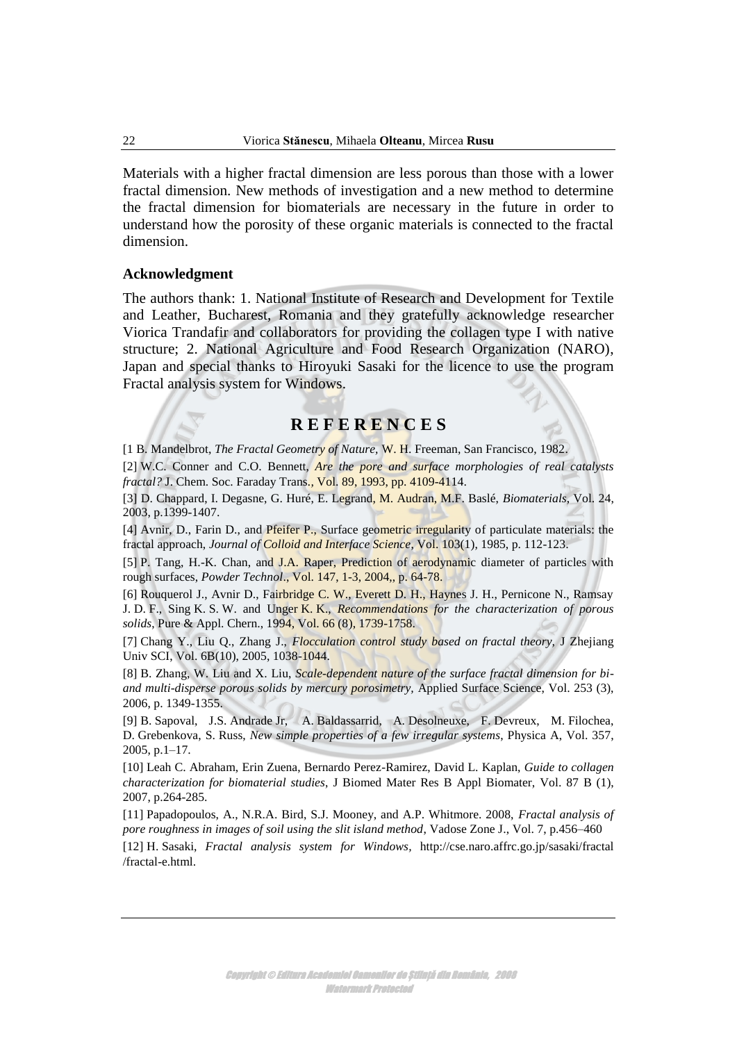Materials with a higher fractal dimension are less porous than those with a lower fractal dimension. New methods of investigation and a new method to determine the fractal dimension for biomaterials are necessary in the future in order to understand how the porosity of these organic materials is connected to the fractal dimension.

**Acknowledgment**

The authors thank: 1. National Institute of Research and Development for Textile and Leather, Bucharest, Romania and they gratefully acknowledge researcher Viorica Trandafir and collaborators for providing the collagen type I with native structure; 2. National Agriculture and Food Research Organization (NARO), Japan and special thanks to Hiroyuki Sasaki for the licence to use the program Fractal analysis system for Windows.

## REFERENCES

[1 B. Mandelbrot, *The Fractal Geometry of Nature*, W. H. Freeman, San Francisco, 1982.

[2] W.C. Conner and C.O. Bennett, *Are the pore and surface morphologies of real catalysts fractal?* J. Chem. Soc. Faraday Trans., Vol. 89, 1993, pp. 4109-4114.

[3] D. Chappard, I. Degasne, G. Huré, E. Legrand, M. Audran, M.F. Baslé, *Biomaterials*, Vol. 24, 2003, p.1399-1407.

[4] Avnir, D., Farin D., and Pfeifer P., Surface geometric irregularity of particulate materials: the fractal approach, *Journal of Colloid and Interface Science*, Vol. 103(1), 1985, p. 112-123.

[5] P. Tang, H.-K. Chan, and J.A. Raper, Prediction of aerodynamic diameter of particles with rough surfaces, *Powder Technol*., Vol. 147, 1-3, 2004,, p. 64-78.

[6] Rouquerol J., Avnir D., Fairbridge C. W., Everett D. H., Haynes J. H., Pernicone N., Ramsay J. D. F., Sing K. S. W. and Unger K. K., *Recommendations for the characterization of porous solids*, Pure & Appl. Chern., 1994, Vol. 66 (8), 1739-1758.

[7] Chang Y., Liu Q., Zhang J., *Flocculation control study based on fractal theory*, J Zhejiang Univ SCI, Vol. 6B(10), 2005, 1038-1044.

[8] B. Zhang, W. Liu and X. Liu, *Scale-dependent nature of the surface fractal dimension for bi- and multi-disperse porous solids by mercury porosimetry*, Applied Surface Science, Vol. 253 (3), 2006, p. 1349-1355.

[9] B. Sapoval, J.S. Andrade Jr, A. Baldassarrid, A. Desolneuxe, F. Devreux, M. Filochea, D. Grebenkova, S. Russ, *New simple properties of a few irregular systems*, Physica A, Vol. 357, 2005, p.1–17.

[10] Leah C. Abraham, Erin Zuena, Bernardo Perez-Ramirez, David L. Kaplan, *Guide to collagen characterization for biomaterial studies*, J Biomed Mater Res B Appl Biomater, Vol. 87 B (1), 2007, p.264-285.

[11] Papadopoulos, A., N.R.A. Bird, S.J. Mooney, and A.P. Whitmore. 2008, *Fractal analysis of pore roughness in images of soil using the slit island method*, Vadose Zone J., Vol. 7, p.456–460

[12] H. Sasaki, *Fractal analysis system for Windows*, http://cse.naro.affrc.go.jp/sasaki/fractal/fractal-e.html.